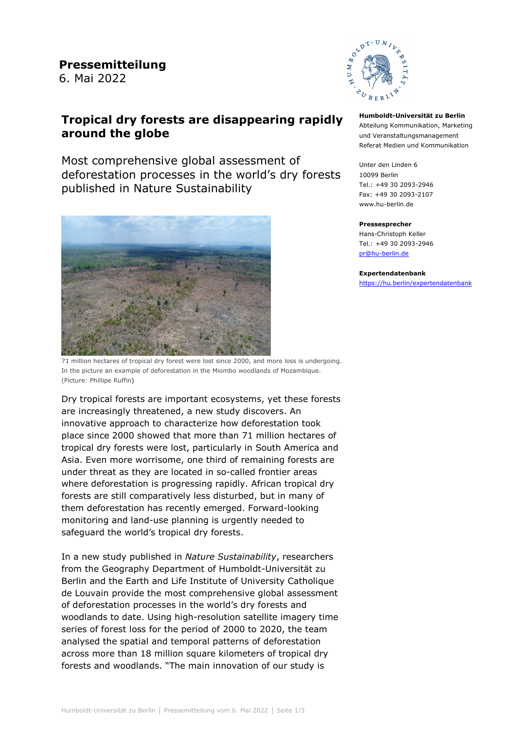**Pressemitteilung**
6. Mai 2022

**Humboldt-Universität zu Berlin**
Abteilung Kommunikation, Marketing und Veranstaltungsmanagement
Referat Medien und Kommunikation

Unter den Linden 6
10099 Berlin
Tel.: +49 30 2093-2946
Fax: +49 30 2093-2107
www.hu-berlin.de

**Pressesprecher**
Hans-Christoph Keller
Tel.: +49 30 2093-2946
pr@hu-berlin.de

**Expertendatenbank**
https://hu.berlin/expertendatenbank

# Tropical dry forests are disappearing rapidly around the globe

## Most comprehensive global assessment of deforestation processes in the world's dry forests published in Nature Sustainability

71 million hectares of tropical dry forest were lost since 2000, and more loss is undergoing. In the picture an example of deforestation in the Miombo woodlands of Mozambique. (Picture: Phillipe Ruffin)

Dry tropical forests are important ecosystems, yet these forests are increasingly threatened, a new study discovers. An innovative approach to characterize how deforestation took place since 2000 showed that more than 71 million hectares of tropical dry forests were lost, particularly in South America and Asia. Even more worrisome, one third of remaining forests are under threat as they are located in so-called frontier areas where deforestation is progressing rapidly. African tropical dry forests are still comparatively less disturbed, but in many of them deforestation has recently emerged. Forward-looking monitoring and land-use planning is urgently needed to safeguard the world's tropical dry forests.

In a new study published in *Nature Sustainability*, researchers from the Geography Department of Humboldt-Universität zu Berlin and the Earth and Life Institute of University Catholique de Louvain provide the most comprehensive global assessment of deforestation processes in the world's dry forests and woodlands to date. Using high-resolution satellite imagery time series of forest loss for the period of 2000 to 2020, the team analysed the spatial and temporal patterns of deforestation across more than 18 million square kilometers of tropical dry forests and woodlands. "The main innovation of our study is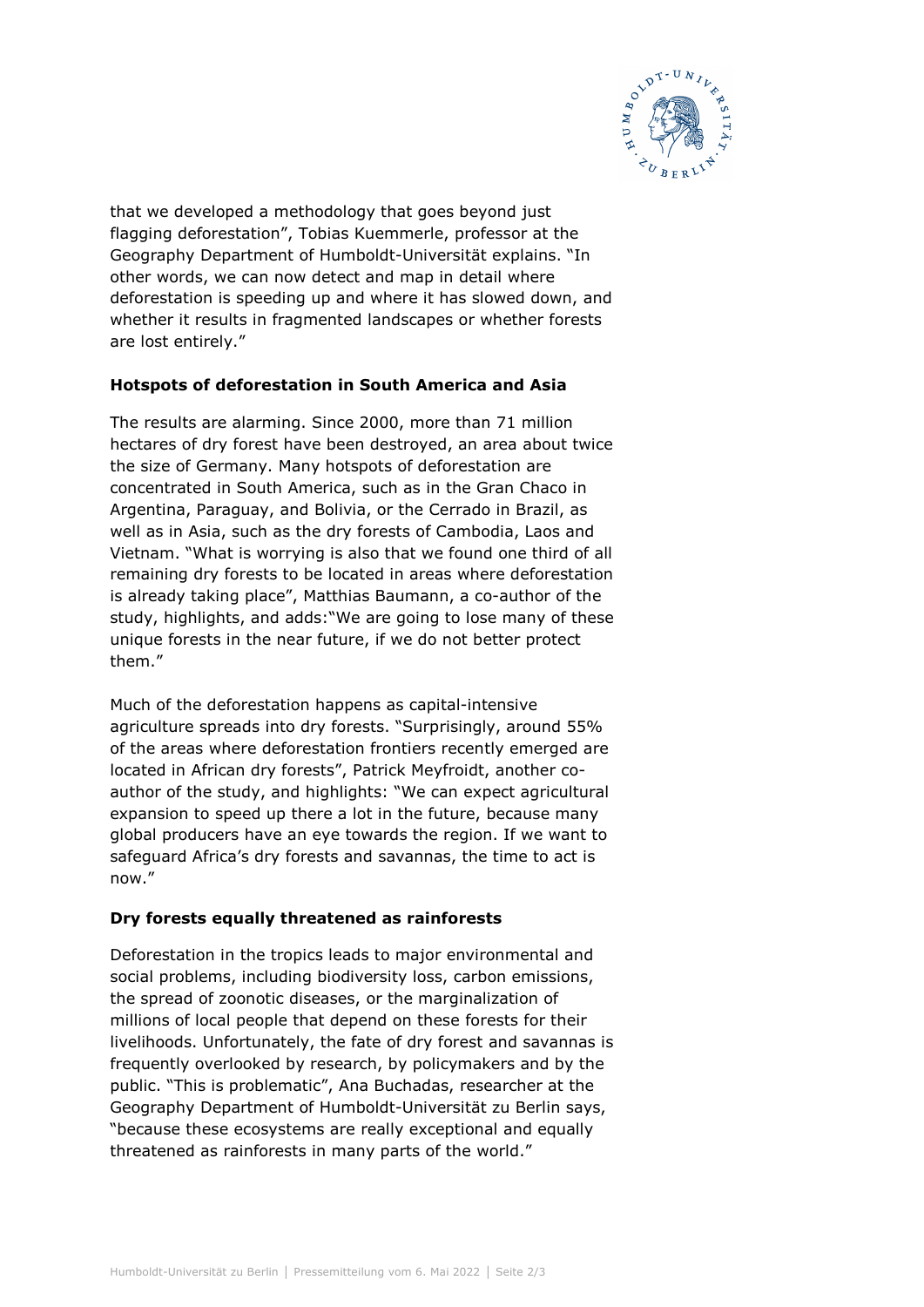that we developed a methodology that goes beyond just flagging deforestation", Tobias Kuemmerle, professor at the Geography Department of Humboldt-Universität explains. "In other words, we can now detect and map in detail where deforestation is speeding up and where it has slowed down, and whether it results in fragmented landscapes or whether forests are lost entirely."

**Hotspots of deforestation in South America and Asia**

The results are alarming. Since 2000, more than 71 million hectares of dry forest have been destroyed, an area about twice the size of Germany. Many hotspots of deforestation are concentrated in South America, such as in the Gran Chaco in Argentina, Paraguay, and Bolivia, or the Cerrado in Brazil, as well as in Asia, such as the dry forests of Cambodia, Laos and Vietnam. "What is worrying is also that we found one third of all remaining dry forests to be located in areas where deforestation is already taking place", Matthias Baumann, a co-author of the study, highlights, and adds:"We are going to lose many of these unique forests in the near future, if we do not better protect them."

Much of the deforestation happens as capital-intensive agriculture spreads into dry forests. "Surprisingly, around 55% of the areas where deforestation frontiers recently emerged are located in African dry forests", Patrick Meyfroidt, another co-author of the study, and highlights: "We can expect agricultural expansion to speed up there a lot in the future, because many global producers have an eye towards the region. If we want to safeguard Africa's dry forests and savannas, the time to act is now."

**Dry forests equally threatened as rainforests**

Deforestation in the tropics leads to major environmental and social problems, including biodiversity loss, carbon emissions, the spread of zoonotic diseases, or the marginalization of millions of local people that depend on these forests for their livelihoods. Unfortunately, the fate of dry forest and savannas is frequently overlooked by research, by policymakers and by the public. "This is problematic", Ana Buchadas, researcher at the Geography Department of Humboldt-Universität zu Berlin says, "because these ecosystems are really exceptional and equally threatened as rainforests in many parts of the world."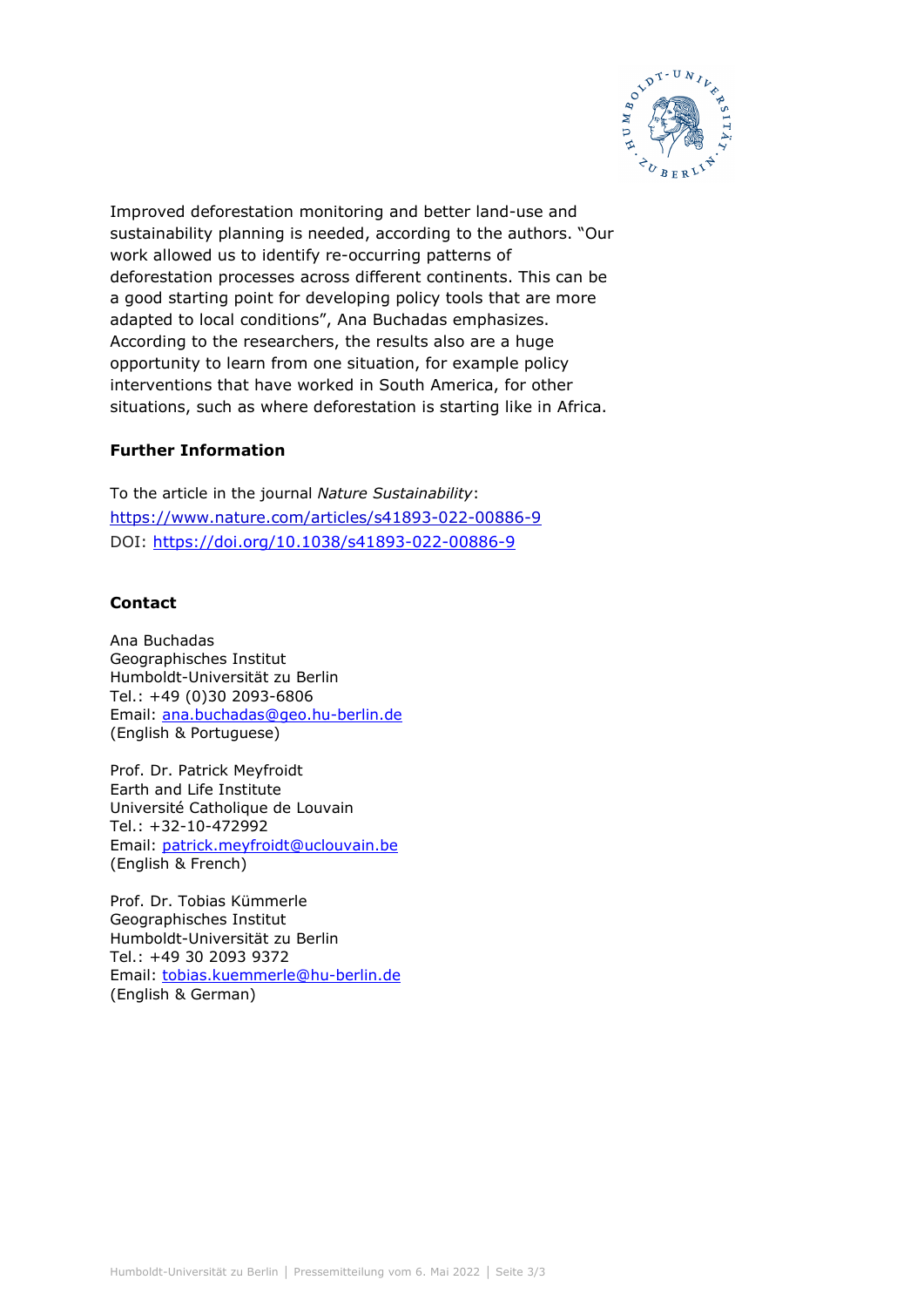Improved deforestation monitoring and better land-use and sustainability planning is needed, according to the authors. "Our work allowed us to identify re-occurring patterns of deforestation processes across different continents. This can be a good starting point for developing policy tools that are more adapted to local conditions", Ana Buchadas emphasizes. According to the researchers, the results also are a huge opportunity to learn from one situation, for example policy interventions that have worked in South America, for other situations, such as where deforestation is starting like in Africa.

**Further Information**

To the article in the journal *Nature Sustainability*:
https://www.nature.com/articles/s41893-022-00886-9
DOI: https://doi.org/10.1038/s41893-022-00886-9

**Contact**

Ana Buchadas
Geographisches Institut
Humboldt-Universität zu Berlin
Tel.: +49 (0)30 2093-6806
Email: ana.buchadas@geo.hu-berlin.de
(English & Portuguese)

Prof. Dr. Patrick Meyfroidt
Earth and Life Institute
Université Catholique de Louvain
Tel.: +32-10-472992
Email: patrick.meyfroidt@uclouvain.be
(English & French)

Prof. Dr. Tobias Kümmerle
Geographisches Institut
Humboldt-Universität zu Berlin
Tel.: +49 30 2093 9372
Email: tobias.kuemmerle@hu-berlin.de
(English & German)